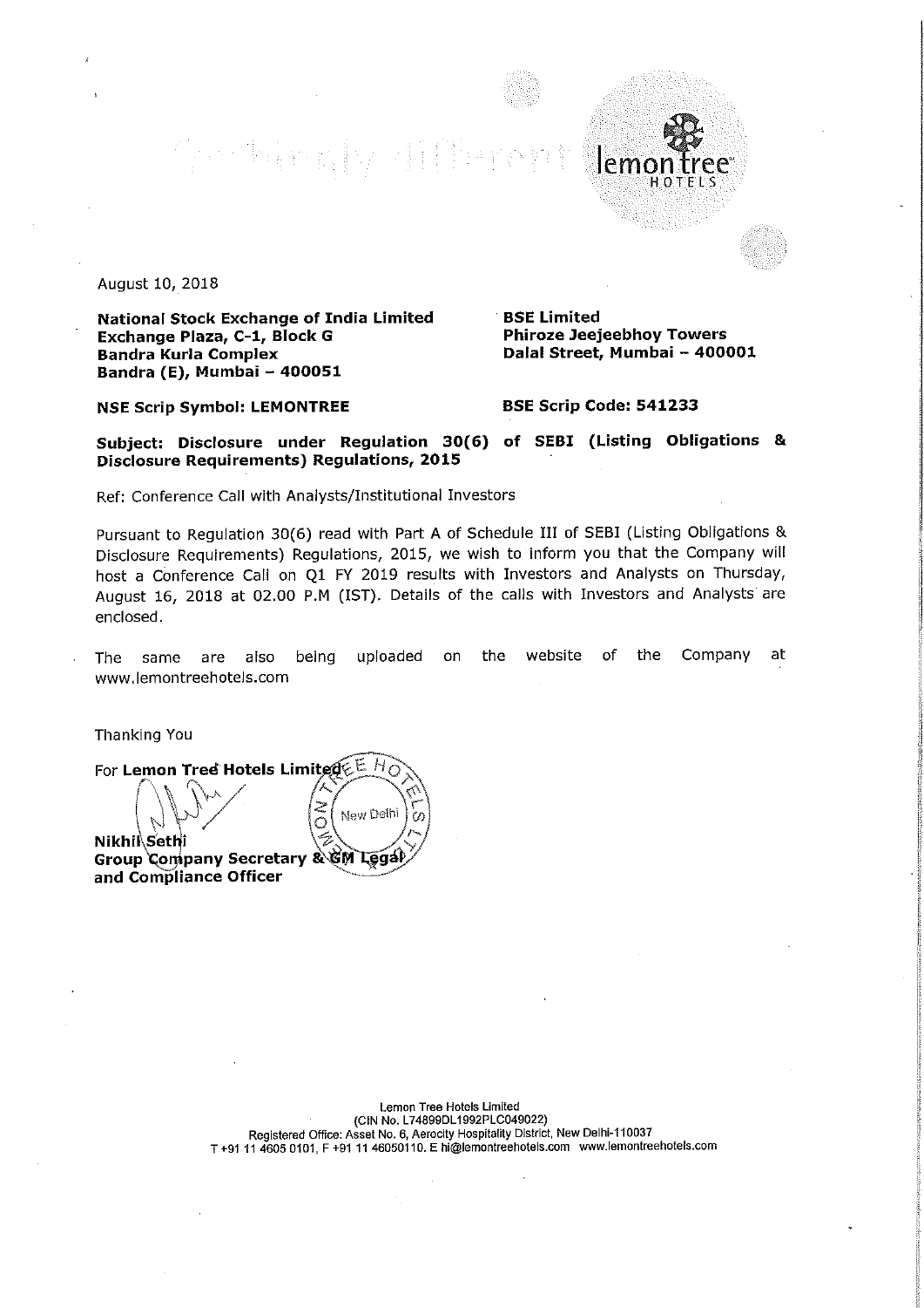August 10, 2018

**National Stock Exchange of India Limited**
**Exchange Plaza, C-1, Block G**
**Bandra Kurla Complex**
**Bandra (E), Mumbai – 400051**

**BSE Limited**
**Phiroze Jeejeebhoy Towers**
**Dalal Street, Mumbai – 400001**

**NSE Scrip Symbol: LEMONTREE**

**BSE Scrip Code: 541233**

**Subject: Disclosure under Regulation 30(6) of SEBI (Listing Obligations & Disclosure Requirements) Regulations, 2015**

Ref: Conference Call with Analysts/Institutional Investors

Pursuant to Regulation 30(6) read with Part A of Schedule III of SEBI (Listing Obligations & Disclosure Requirements) Regulations, 2015, we wish to inform you that the Company will host a Conference Call on Q1 FY 2019 results with Investors and Analysts on Thursday, August 16, 2018 at 02.00 P.M (IST). Details of the calls with Investors and Analysts are enclosed.

The same are also being uploaded on the website of the Company at www.lemontreehotels.com

Thanking You

For **Lemon Tree Hotels Limited**

**Nikhil Sethi**
**Group Company Secretary & GM Legal**
**and Compliance Officer**

Lemon Tree Hotels Limited
(CIN No. L74899DL1992PLC049022)
Registered Office: Asset No. 6, Aerocity Hospitality District, New Delhi-110037
T +91 11 4605 0101, F +91 11 46050110. E hi@lemontreehotels.com www.lemontreehotels.com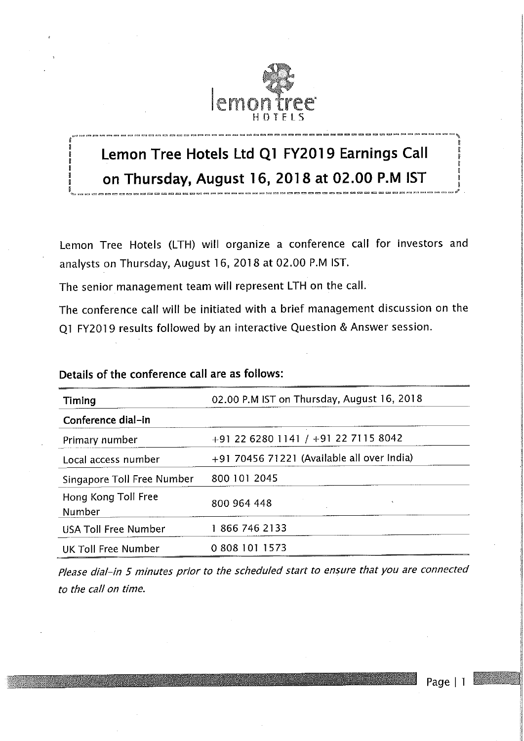# Lemon Tree Hotels Ltd Q1 FY2019 Earnings Call on Thursday, August 16, 2018 at 02.00 P.M IST

Lemon Tree Hotels (LTH) will organize a conference call for investors and analysts on Thursday, August 16, 2018 at 02.00 P.M IST.

The senior management team will represent LTH on the call.

The conference call will be initiated with a brief management discussion on the Q1 FY2019 results followed by an interactive Question & Answer session.

**Details of the conference call are as follows:**

| Timing | 02.00 P.M IST on Thursday, August 16, 2018 |
|---|---|
| **Conference dial-in** | |
| Primary number | +91 22 6280 1141 / +91 22 7115 8042 |
| Local access number | +91 70456 71221 (Available all over India) |
| Singapore Toll Free Number | 800 101 2045 |
| Hong Kong Toll Free Number | 800 964 448 |
| USA Toll Free Number | 1 866 746 2133 |
| UK Toll Free Number | 0 808 101 1573 |

*Please dial-in 5 minutes prior to the scheduled start to ensure that you are connected to the call on time.*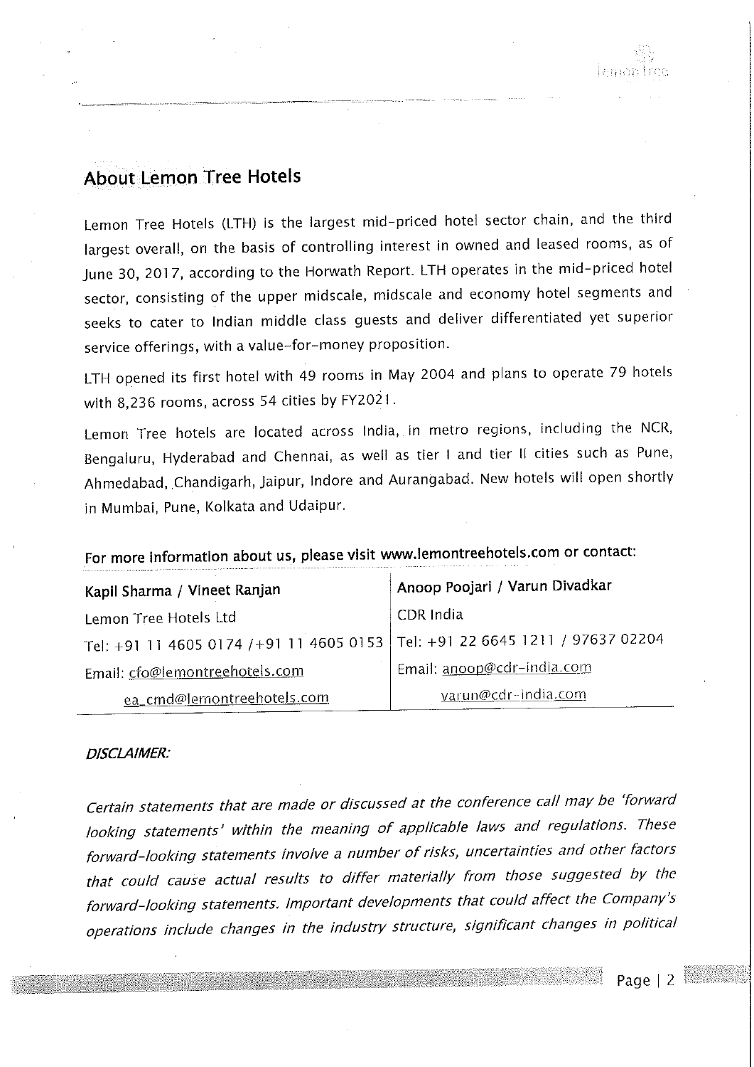## About Lemon Tree Hotels

Lemon Tree Hotels (LTH) is the largest mid-priced hotel sector chain, and the third largest overall, on the basis of controlling interest in owned and leased rooms, as of June 30, 2017, according to the Horwath Report. LTH operates in the mid-priced hotel sector, consisting of the upper midscale, midscale and economy hotel segments and seeks to cater to Indian middle class guests and deliver differentiated yet superior service offerings, with a value-for-money proposition.

LTH opened its first hotel with 49 rooms in May 2004 and plans to operate 79 hotels with 8,236 rooms, across 54 cities by FY2021.

Lemon Tree hotels are located across India, in metro regions, including the NCR, Bengaluru, Hyderabad and Chennai, as well as tier I and tier II cities such as Pune, Ahmedabad, Chandigarh, Jaipur, Indore and Aurangabad. New hotels will open shortly in Mumbai, Pune, Kolkata and Udaipur.

**For more information about us, please visit www.lemontreehotels.com or contact:**

| Kapil Sharma / Vineet Ranjan | Anoop Poojari / Varun Divadkar |
|---|---|
| Lemon Tree Hotels Ltd | CDR India |
| Tel: +91 11 4605 0174 /+91 11 4605 0153 | Tel: +91 22 6645 1211 / 97637 02204 |
| Email: cfo@lemontreehotels.com | Email: anoop@cdr-india.com |
| ea_cmd@lemontreehotels.com | varun@cdr-india.com |

***DISCLAIMER:***

*Certain statements that are made or discussed at the conference call may be 'forward looking statements' within the meaning of applicable laws and regulations. These forward-looking statements involve a number of risks, uncertainties and other factors that could cause actual results to differ materially from those suggested by the forward-looking statements. Important developments that could affect the Company's operations include changes in the industry structure, significant changes in political*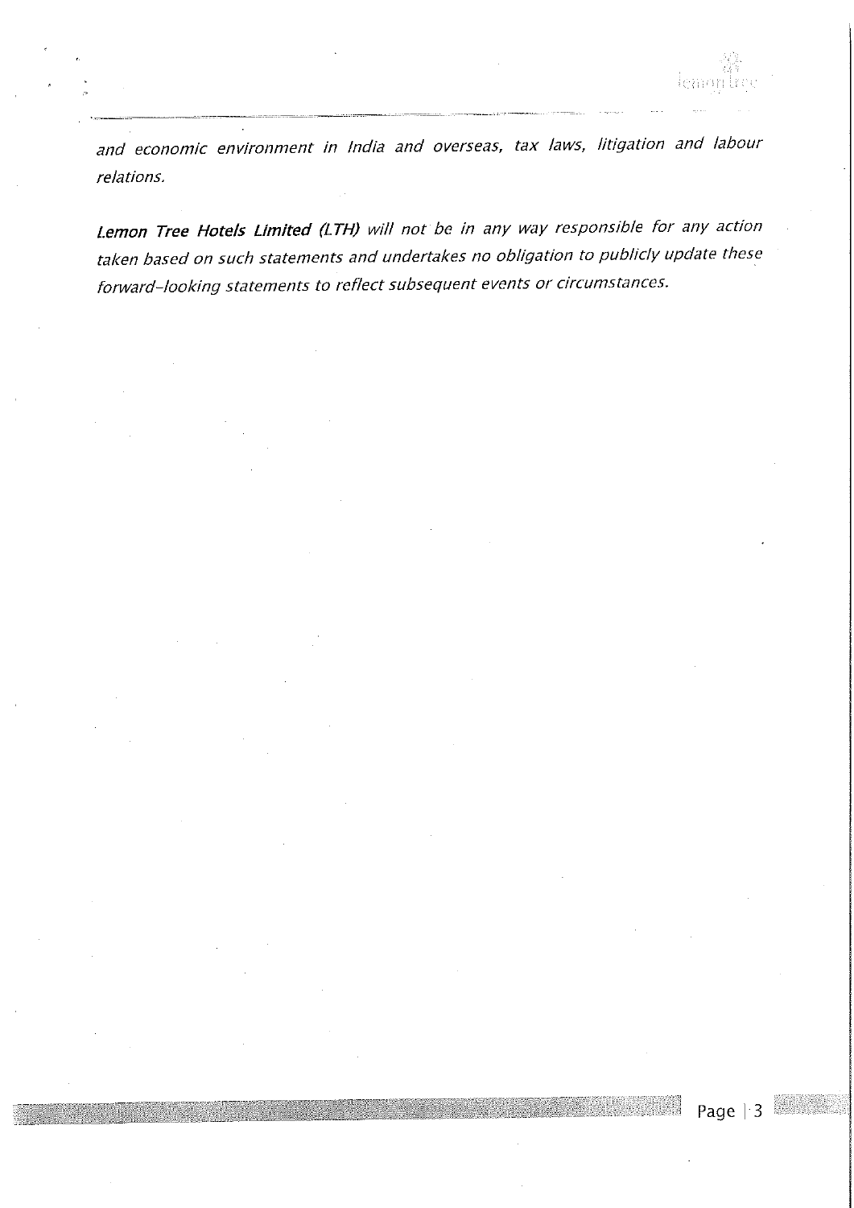*and economic environment in India and overseas, tax laws, litigation and labour relations.*

***Lemon Tree Hotels Limited (LTH)*** *will not be in any way responsible for any action taken based on such statements and undertakes no obligation to publicly update these forward-looking statements to reflect subsequent events or circumstances.*